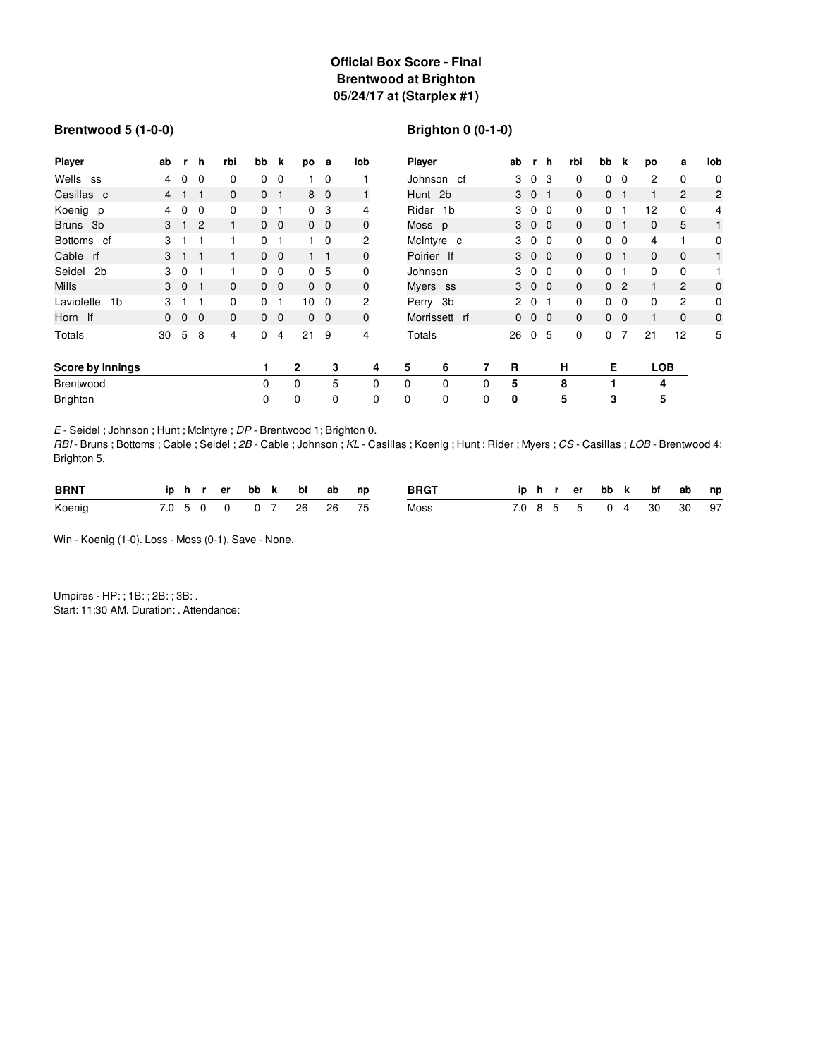# Official Box Score - Final
## Brentwood at Brighton
## 05/24/17 at (Starplex #1)

### Brentwood 5 (1-0-0)

| Player | ab | r | h | rbi | bb | k | po | a | lob |
|---|---|---|---|---|---|---|---|---|---|
| Wells ss | 4 | 0 | 0 | 0 | 0 | 0 | 1 | 0 | 1 |
| Casillas c | 4 | 1 | 1 | 0 | 0 | 1 | 8 | 0 | 1 |
| Koenig p | 4 | 0 | 0 | 0 | 0 | 1 | 0 | 3 | 4 |
| Bruns 3b | 3 | 1 | 2 | 1 | 0 | 0 | 0 | 0 | 0 |
| Bottoms cf | 3 | 1 | 1 | 1 | 0 | 1 | 1 | 0 | 2 |
| Cable rf | 3 | 1 | 1 | 1 | 0 | 0 | 1 | 1 | 0 |
| Seidel 2b | 3 | 0 | 1 | 1 | 0 | 0 | 0 | 5 | 0 |
| Mills | 3 | 0 | 1 | 0 | 0 | 0 | 0 | 0 | 0 |
| Laviolette 1b | 3 | 1 | 1 | 0 | 0 | 1 | 10 | 0 | 2 |
| Horn lf | 0 | 0 | 0 | 0 | 0 | 0 | 0 | 0 | 0 |
| Totals | 30 | 5 | 8 | 4 | 0 | 4 | 21 | 9 | 4 |

### Brighton 0 (0-1-0)

| Player | ab | r | h | rbi | bb | k | po | a | lob |
|---|---|---|---|---|---|---|---|---|---|
| Johnson cf | 3 | 0 | 3 | 0 | 0 | 0 | 2 | 0 | 0 |
| Hunt 2b | 3 | 0 | 1 | 0 | 0 | 1 | 1 | 2 | 2 |
| Rider 1b | 3 | 0 | 0 | 0 | 0 | 1 | 12 | 0 | 4 |
| Moss p | 3 | 0 | 0 | 0 | 0 | 1 | 0 | 5 | 1 |
| McIntyre c | 3 | 0 | 0 | 0 | 0 | 0 | 4 | 1 | 0 |
| Poirier lf | 3 | 0 | 0 | 0 | 0 | 1 | 0 | 0 | 1 |
| Johnson | 3 | 0 | 0 | 0 | 0 | 1 | 0 | 0 | 1 |
| Myers ss | 3 | 0 | 0 | 0 | 0 | 2 | 1 | 2 | 0 |
| Perry 3b | 2 | 0 | 1 | 0 | 0 | 0 | 0 | 2 | 0 |
| Morrissett rf | 0 | 0 | 0 | 0 | 0 | 0 | 1 | 0 | 0 |
| Totals | 26 | 0 | 5 | 0 | 0 | 7 | 21 | 12 | 5 |

| Score by Innings | 1 | 2 | 3 | 4 | 5 | 6 | 7 | R | H | E | LOB |
|---|---|---|---|---|---|---|---|---|---|---|---|
| Brentwood | 0 | 0 | 5 | 0 | 0 | 0 | 0 | 5 | 8 | 1 | 4 |
| Brighton | 0 | 0 | 0 | 0 | 0 | 0 | 0 | 0 | 5 | 3 | 5 |

*E* - Seidel ; Johnson ; Hunt ; McIntyre ; *DP* - Brentwood 1; Brighton 0.
*RBI* - Bruns ; Bottoms ; Cable ; Seidel ; *2B* - Cable ; Johnson ; *KL* - Casillas ; Koenig ; Hunt ; Rider ; Myers ; *CS* - Casillas ; *LOB* - Brentwood 4; Brighton 5.

| BRNT | ip | h | r | er | bb | k | bf | ab | np |
|---|---|---|---|---|---|---|---|---|---|
| Koenig | 7.0 | 5 | 0 | 0 | 0 | 7 | 26 | 26 | 75 |

| BRGT | ip | h | r | er | bb | k | bf | ab | np |
|---|---|---|---|---|---|---|---|---|---|
| Moss | 7.0 | 8 | 5 | 5 | 0 | 4 | 30 | 30 | 97 |

Win - Koenig (1-0). Loss - Moss (0-1). Save - None.

Umpires - HP: ; 1B: ; 2B: ; 3B: .
Start: 11:30 AM. Duration: . Attendance: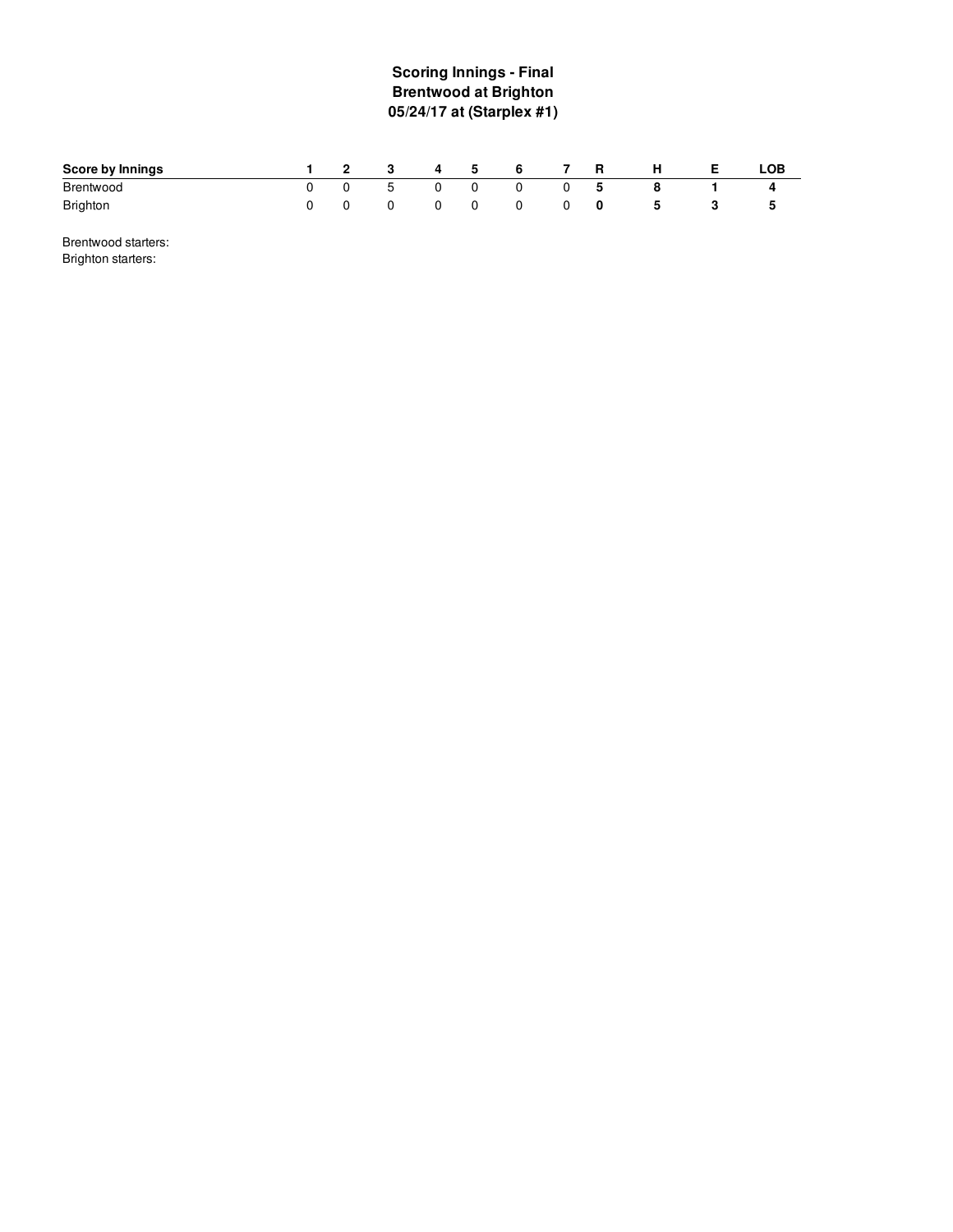**Scoring Innings - Final**
**Brentwood at Brighton**
**05/24/17 at (Starplex #1)**

| Score by Innings | 1 | 2 | 3 | 4 | 5 | 6 | 7 | R | H | E | LOB |
|---|---|---|---|---|---|---|---|---|---|---|---|
| Brentwood | 0 | 0 | 5 | 0 | 0 | 0 | 0 | **5** | **8** | **1** | **4** |
| Brighton | 0 | 0 | 0 | 0 | 0 | 0 | 0 | **0** | **5** | **3** | **5** |

Brentwood starters:
Brighton starters: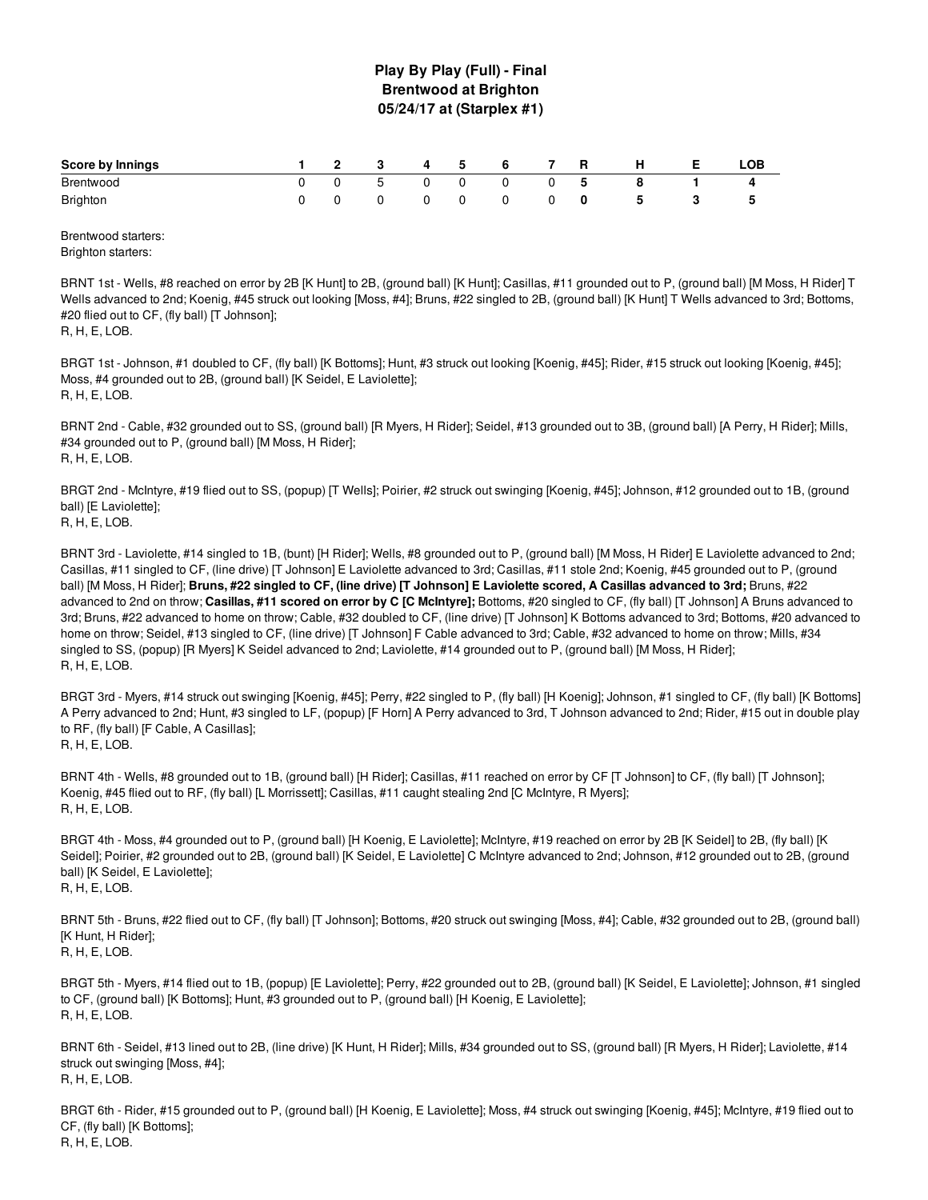# Play By Play (Full) - Final
## Brentwood at Brighton
### 05/24/17 at (Starplex #1)

| Score by Innings | 1 | 2 | 3 | 4 | 5 | 6 | 7 | R | H | E | LOB |
|---|---|---|---|---|---|---|---|---|---|---|---|
| Brentwood | 0 | 0 | 5 | 0 | 0 | 0 | 0 | **5** | 8 | 1 | 4 |
| Brighton | 0 | 0 | 0 | 0 | 0 | 0 | 0 | **0** | 5 | 3 | 5 |

Brentwood starters:
Brighton starters:

BRNT 1st - Wells, #8 reached on error by 2B [K Hunt] to 2B, (ground ball) [K Hunt]; Casillas, #11 grounded out to P, (ground ball) [M Moss, H Rider] T Wells advanced to 2nd; Koenig, #45 struck out looking [Moss, #4]; Bruns, #22 singled to 2B, (ground ball) [K Hunt] T Wells advanced to 3rd; Bottoms, #20 flied out to CF, (fly ball) [T Johnson];
R, H, E, LOB.

BRGT 1st - Johnson, #1 doubled to CF, (fly ball) [K Bottoms]; Hunt, #3 struck out looking [Koenig, #45]; Rider, #15 struck out looking [Koenig, #45]; Moss, #4 grounded out to 2B, (ground ball) [K Seidel, E Laviolette];
R, H, E, LOB.

BRNT 2nd - Cable, #32 grounded out to SS, (ground ball) [R Myers, H Rider]; Seidel, #13 grounded out to 3B, (ground ball) [A Perry, H Rider]; Mills, #34 grounded out to P, (ground ball) [M Moss, H Rider];
R, H, E, LOB.

BRGT 2nd - McIntyre, #19 flied out to SS, (popup) [T Wells]; Poirier, #2 struck out swinging [Koenig, #45]; Johnson, #12 grounded out to 1B, (ground ball) [E Laviolette];
R, H, E, LOB.

BRNT 3rd - Laviolette, #14 singled to 1B, (bunt) [H Rider]; Wells, #8 grounded out to P, (ground ball) [M Moss, H Rider] E Laviolette advanced to 2nd; Casillas, #11 singled to CF, (line drive) [T Johnson] E Laviolette advanced to 3rd; Casillas, #11 stole 2nd; Koenig, #45 grounded out to P, (ground ball) [M Moss, H Rider]; **Bruns, #22 singled to CF, (line drive) [T Johnson] E Laviolette scored, A Casillas advanced to 3rd;** Bruns, #22 advanced to 2nd on throw; **Casillas, #11 scored on error by C [C McIntyre];** Bottoms, #20 singled to CF, (fly ball) [T Johnson] A Bruns advanced to 3rd; Bruns, #22 advanced to home on throw; Cable, #32 doubled to CF, (line drive) [T Johnson] K Bottoms advanced to 3rd; Bottoms, #20 advanced to home on throw; Seidel, #13 singled to CF, (line drive) [T Johnson] F Cable advanced to 3rd; Cable, #32 advanced to home on throw; Mills, #34 singled to SS, (popup) [R Myers] K Seidel advanced to 2nd; Laviolette, #14 grounded out to P, (ground ball) [M Moss, H Rider];
R, H, E, LOB.

BRGT 3rd - Myers, #14 struck out swinging [Koenig, #45]; Perry, #22 singled to P, (fly ball) [H Koenig]; Johnson, #1 singled to CF, (fly ball) [K Bottoms] A Perry advanced to 2nd; Hunt, #3 singled to LF, (popup) [F Horn] A Perry advanced to 3rd, T Johnson advanced to 2nd; Rider, #15 out in double play to RF, (fly ball) [F Cable, A Casillas];
R, H, E, LOB.

BRNT 4th - Wells, #8 grounded out to 1B, (ground ball) [H Rider]; Casillas, #11 reached on error by CF [T Johnson] to CF, (fly ball) [T Johnson]; Koenig, #45 flied out to RF, (fly ball) [L Morrissett]; Casillas, #11 caught stealing 2nd [C McIntyre, R Myers];
R, H, E, LOB.

BRGT 4th - Moss, #4 grounded out to P, (ground ball) [H Koenig, E Laviolette]; McIntyre, #19 reached on error by 2B [K Seidel] to 2B, (fly ball) [K Seidel]; Poirier, #2 grounded out to 2B, (ground ball) [K Seidel, E Laviolette] C McIntyre advanced to 2nd; Johnson, #12 grounded out to 2B, (ground ball) [K Seidel, E Laviolette];
R, H, E, LOB.

BRNT 5th - Bruns, #22 flied out to CF, (fly ball) [T Johnson]; Bottoms, #20 struck out swinging [Moss, #4]; Cable, #32 grounded out to 2B, (ground ball) [K Hunt, H Rider];
R, H, E, LOB.

BRGT 5th - Myers, #14 flied out to 1B, (popup) [E Laviolette]; Perry, #22 grounded out to 2B, (ground ball) [K Seidel, E Laviolette]; Johnson, #1 singled to CF, (ground ball) [K Bottoms]; Hunt, #3 grounded out to P, (ground ball) [H Koenig, E Laviolette];
R, H, E, LOB.

BRNT 6th - Seidel, #13 lined out to 2B, (line drive) [K Hunt, H Rider]; Mills, #34 grounded out to SS, (ground ball) [R Myers, H Rider]; Laviolette, #14 struck out swinging [Moss, #4];
R, H, E, LOB.

BRGT 6th - Rider, #15 grounded out to P, (ground ball) [H Koenig, E Laviolette]; Moss, #4 struck out swinging [Koenig, #45]; McIntyre, #19 flied out to CF, (fly ball) [K Bottoms];
R, H, E, LOB.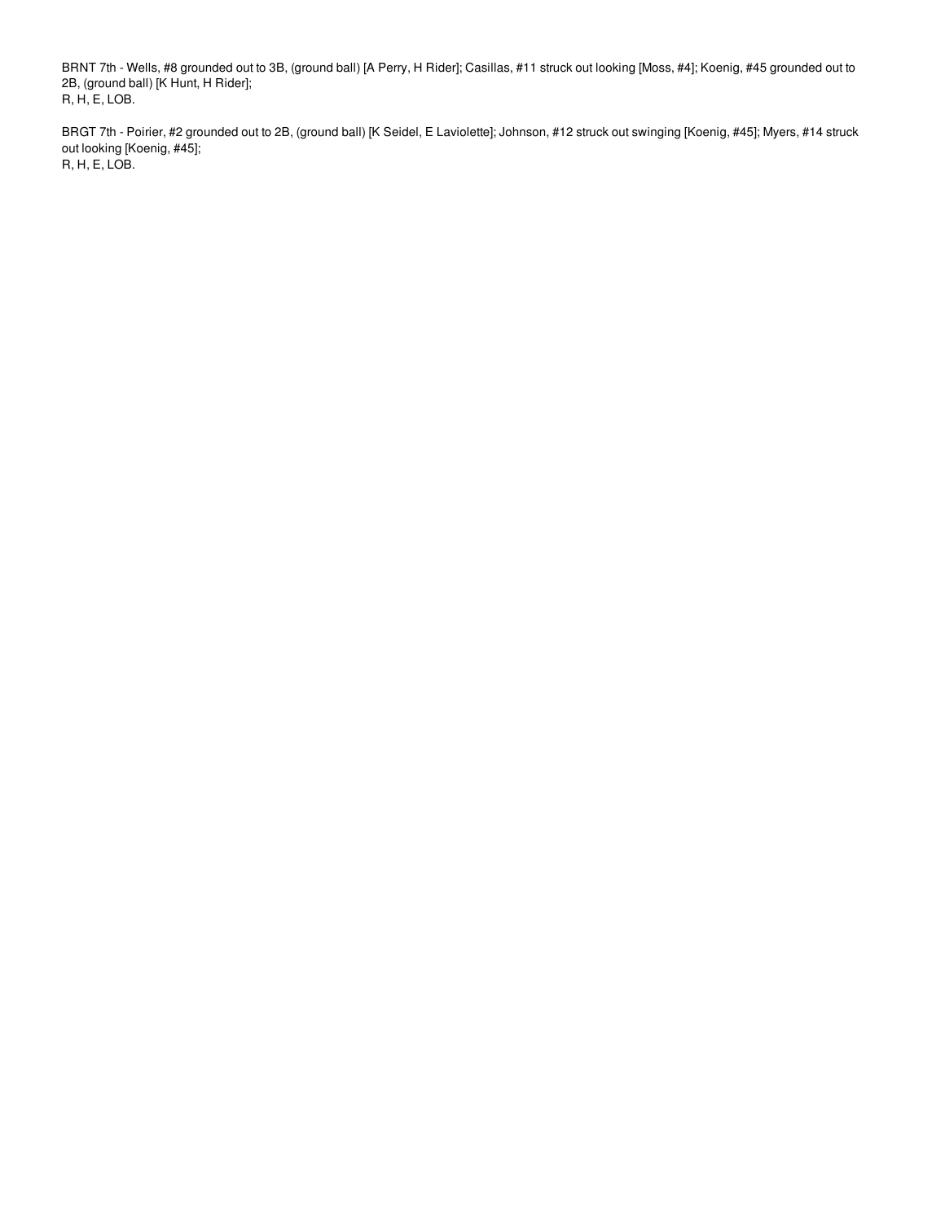BRNT 7th - Wells, #8 grounded out to 3B, (ground ball) [A Perry, H Rider]; Casillas, #11 struck out looking [Moss, #4]; Koenig, #45 grounded out to 2B, (ground ball) [K Hunt, H Rider];
R, H, E, LOB.

BRGT 7th - Poirier, #2 grounded out to 2B, (ground ball) [K Seidel, E Laviolette]; Johnson, #12 struck out swinging [Koenig, #45]; Myers, #14 struck out looking [Koenig, #45];
R, H, E, LOB.